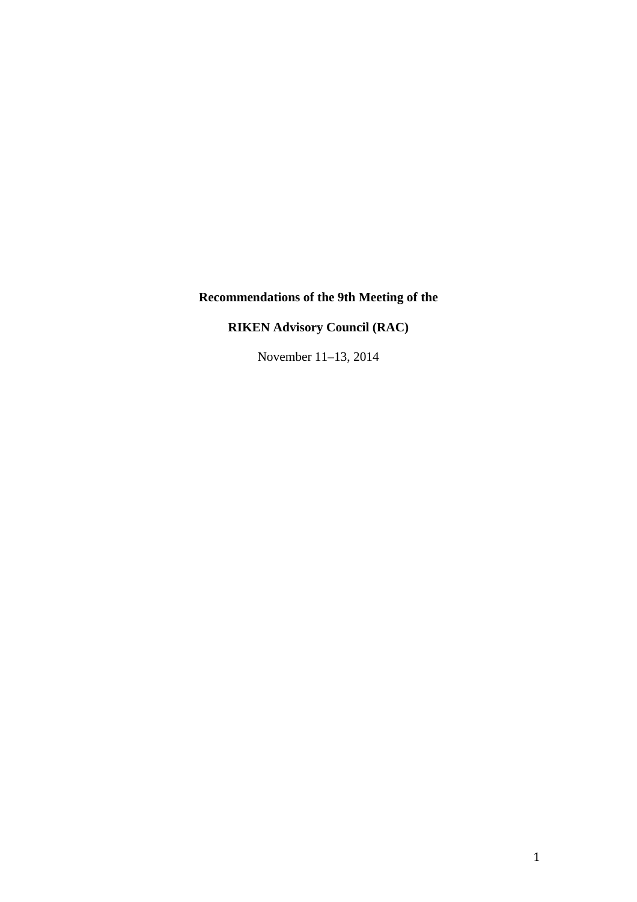# Recommendations of the 9th Meeting of the RIKEN Advisory Council (RAC)

November 11–13, 2014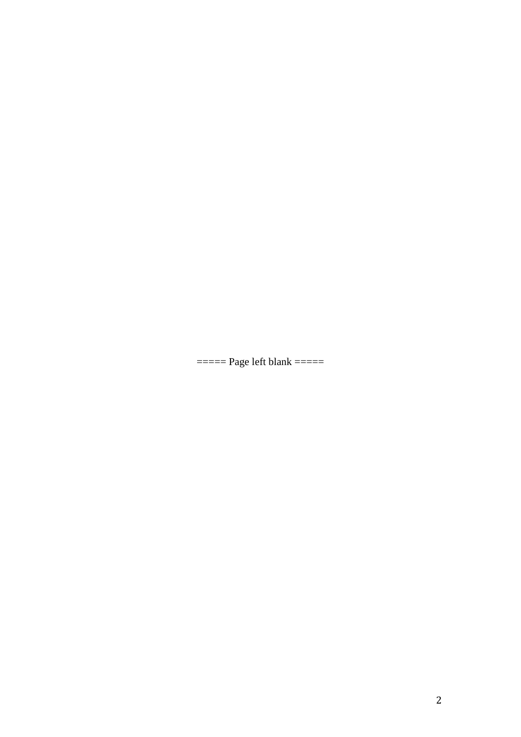===== Page left blank =====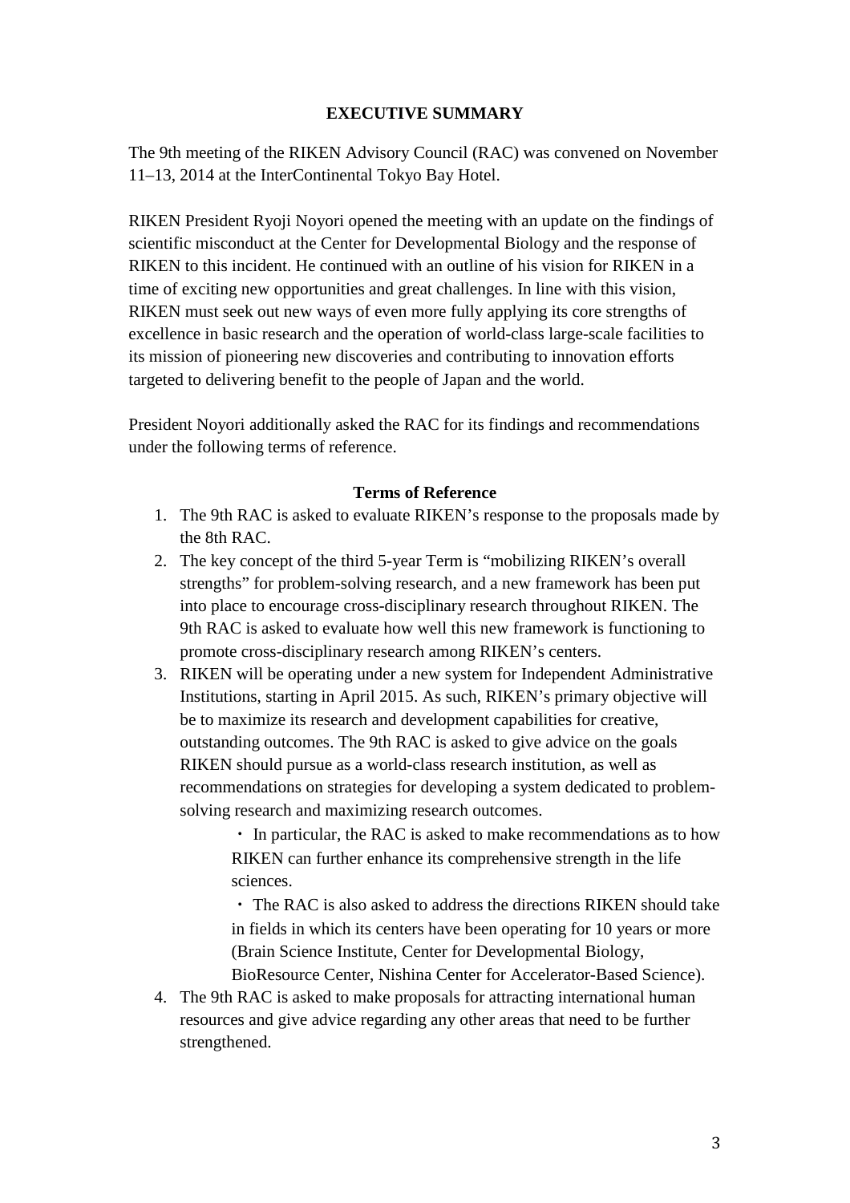## EXECUTIVE SUMMARY

The 9th meeting of the RIKEN Advisory Council (RAC) was convened on November 11–13, 2014 at the InterContinental Tokyo Bay Hotel.

RIKEN President Ryoji Noyori opened the meeting with an update on the findings of scientific misconduct at the Center for Developmental Biology and the response of RIKEN to this incident. He continued with an outline of his vision for RIKEN in a time of exciting new opportunities and great challenges. In line with this vision, RIKEN must seek out new ways of even more fully applying its core strengths of excellence in basic research and the operation of world-class large-scale facilities to its mission of pioneering new discoveries and contributing to innovation efforts targeted to delivering benefit to the people of Japan and the world.

President Noyori additionally asked the RAC for its findings and recommendations under the following terms of reference.

### Terms of Reference

1. The 9th RAC is asked to evaluate RIKEN's response to the proposals made by the 8th RAC.
2. The key concept of the third 5-year Term is "mobilizing RIKEN's overall strengths" for problem-solving research, and a new framework has been put into place to encourage cross-disciplinary research throughout RIKEN. The 9th RAC is asked to evaluate how well this new framework is functioning to promote cross-disciplinary research among RIKEN's centers.
3. RIKEN will be operating under a new system for Independent Administrative Institutions, starting in April 2015. As such, RIKEN's primary objective will be to maximize its research and development capabilities for creative, outstanding outcomes. The 9th RAC is asked to give advice on the goals RIKEN should pursue as a world-class research institution, as well as recommendations on strategies for developing a system dedicated to problem-solving research and maximizing research outcomes.
    - In particular, the RAC is asked to make recommendations as to how RIKEN can further enhance its comprehensive strength in the life sciences.
    - The RAC is also asked to address the directions RIKEN should take in fields in which its centers have been operating for 10 years or more (Brain Science Institute, Center for Developmental Biology, BioResource Center, Nishina Center for Accelerator-Based Science).
4. The 9th RAC is asked to make proposals for attracting international human resources and give advice regarding any other areas that need to be further strengthened.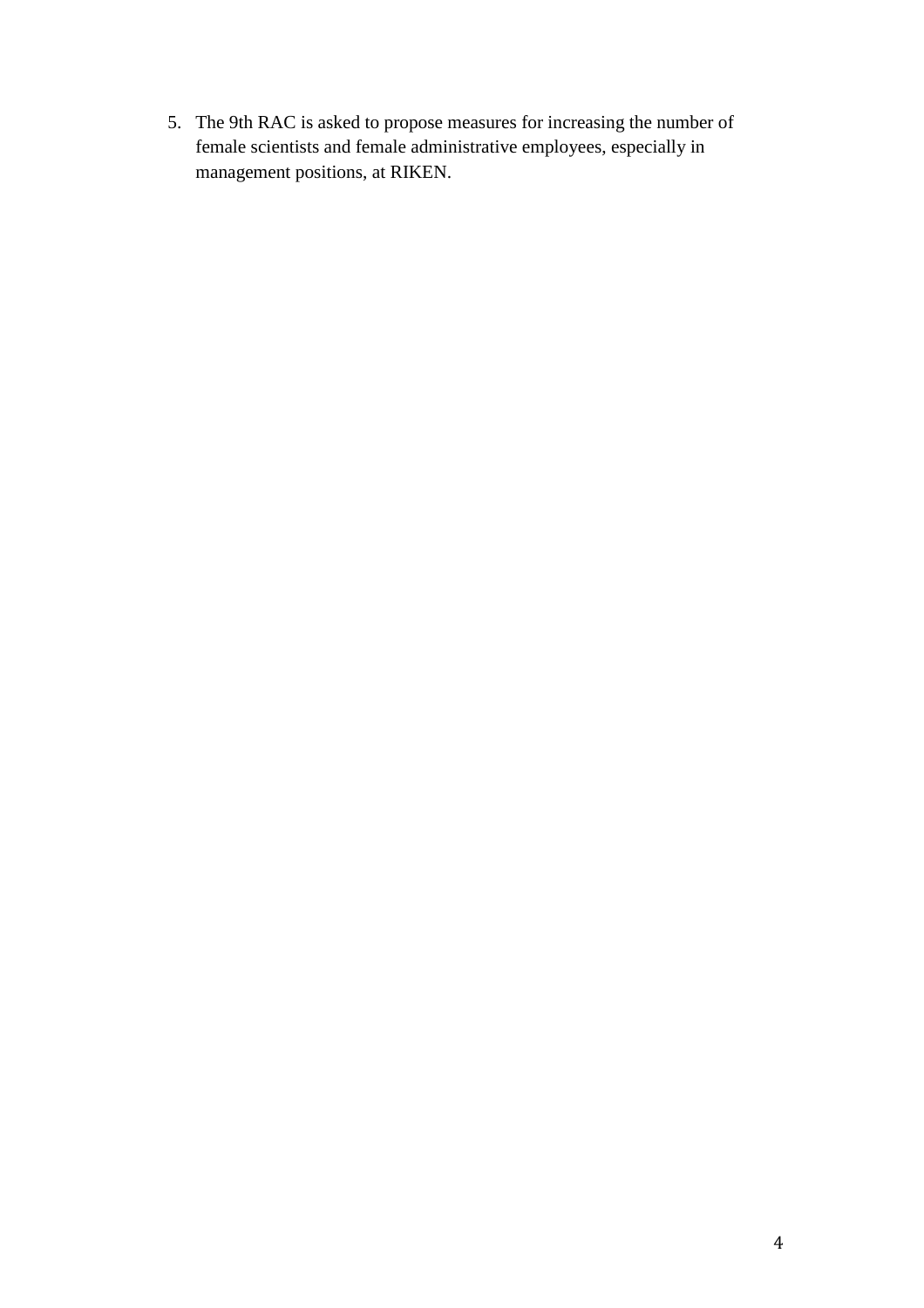5. The 9th RAC is asked to propose measures for increasing the number of female scientists and female administrative employees, especially in management positions, at RIKEN.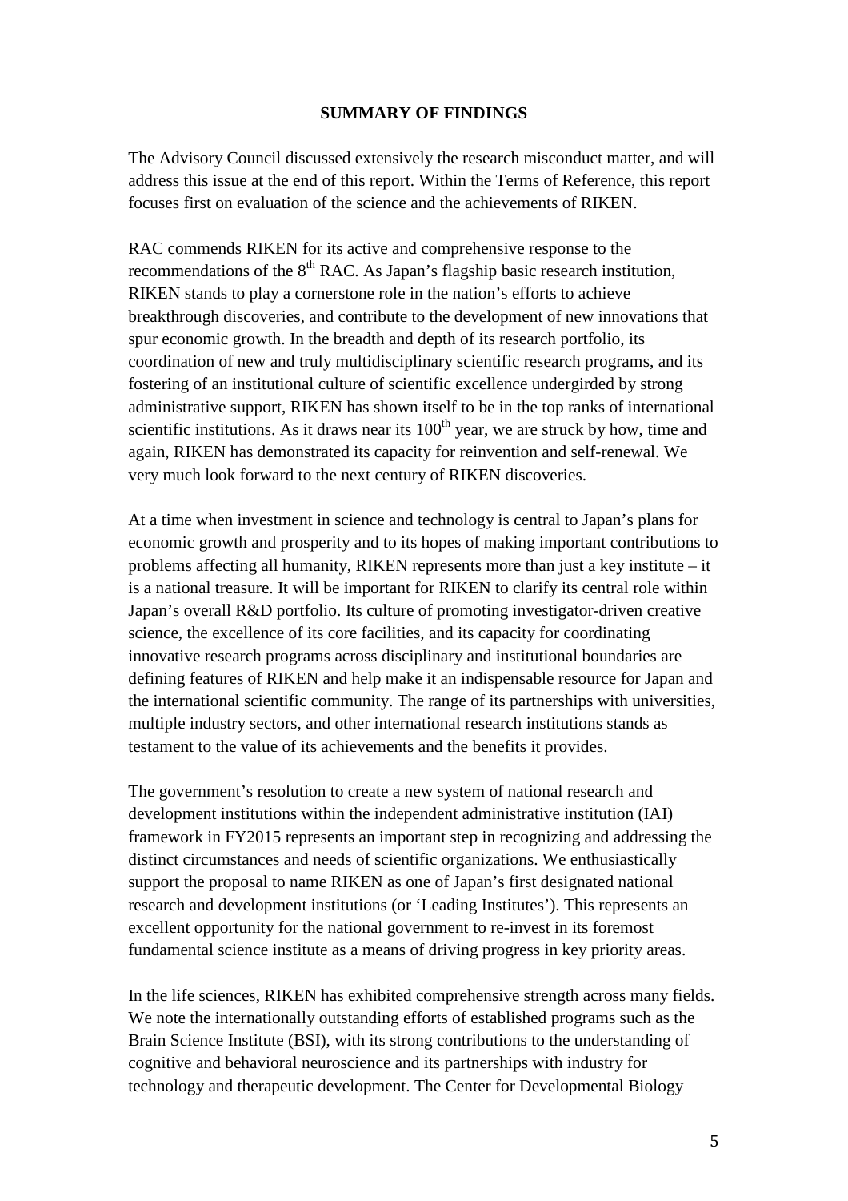**SUMMARY OF FINDINGS**

The Advisory Council discussed extensively the research misconduct matter, and will address this issue at the end of this report. Within the Terms of Reference, this report focuses first on evaluation of the science and the achievements of RIKEN.

RAC commends RIKEN for its active and comprehensive response to the recommendations of the $8^{th}$ RAC. As Japan's flagship basic research institution, RIKEN stands to play a cornerstone role in the nation's efforts to achieve breakthrough discoveries, and contribute to the development of new innovations that spur economic growth. In the breadth and depth of its research portfolio, its coordination of new and truly multidisciplinary scientific research programs, and its fostering of an institutional culture of scientific excellence undergirded by strong administrative support, RIKEN has shown itself to be in the top ranks of international scientific institutions. As it draws near its $100^{th}$ year, we are struck by how, time and again, RIKEN has demonstrated its capacity for reinvention and self-renewal. We very much look forward to the next century of RIKEN discoveries.

At a time when investment in science and technology is central to Japan's plans for economic growth and prosperity and to its hopes of making important contributions to problems affecting all humanity, RIKEN represents more than just a key institute – it is a national treasure. It will be important for RIKEN to clarify its central role within Japan's overall R&D portfolio. Its culture of promoting investigator-driven creative science, the excellence of its core facilities, and its capacity for coordinating innovative research programs across disciplinary and institutional boundaries are defining features of RIKEN and help make it an indispensable resource for Japan and the international scientific community. The range of its partnerships with universities, multiple industry sectors, and other international research institutions stands as testament to the value of its achievements and the benefits it provides.

The government's resolution to create a new system of national research and development institutions within the independent administrative institution (IAI) framework in FY2015 represents an important step in recognizing and addressing the distinct circumstances and needs of scientific organizations. We enthusiastically support the proposal to name RIKEN as one of Japan's first designated national research and development institutions (or 'Leading Institutes'). This represents an excellent opportunity for the national government to re-invest in its foremost fundamental science institute as a means of driving progress in key priority areas.

In the life sciences, RIKEN has exhibited comprehensive strength across many fields. We note the internationally outstanding efforts of established programs such as the Brain Science Institute (BSI), with its strong contributions to the understanding of cognitive and behavioral neuroscience and its partnerships with industry for technology and therapeutic development. The Center for Developmental Biology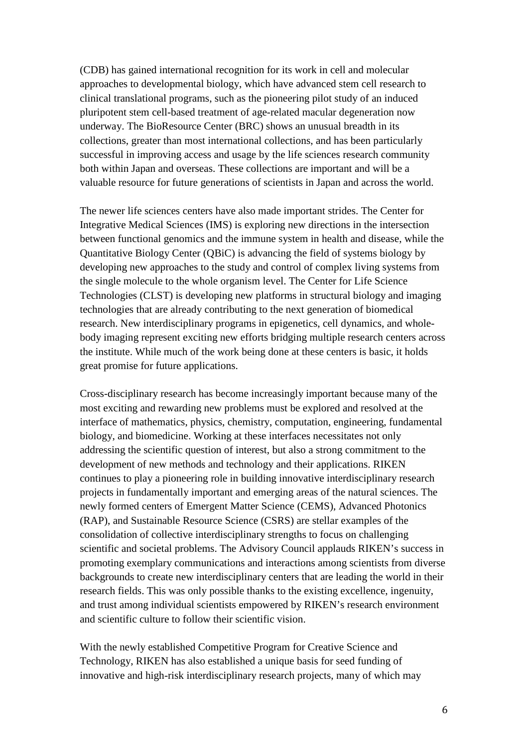(CDB) has gained international recognition for its work in cell and molecular approaches to developmental biology, which have advanced stem cell research to clinical translational programs, such as the pioneering pilot study of an induced pluripotent stem cell-based treatment of age-related macular degeneration now underway. The BioResource Center (BRC) shows an unusual breadth in its collections, greater than most international collections, and has been particularly successful in improving access and usage by the life sciences research community both within Japan and overseas. These collections are important and will be a valuable resource for future generations of scientists in Japan and across the world.

The newer life sciences centers have also made important strides. The Center for Integrative Medical Sciences (IMS) is exploring new directions in the intersection between functional genomics and the immune system in health and disease, while the Quantitative Biology Center (QBiC) is advancing the field of systems biology by developing new approaches to the study and control of complex living systems from the single molecule to the whole organism level. The Center for Life Science Technologies (CLST) is developing new platforms in structural biology and imaging technologies that are already contributing to the next generation of biomedical research. New interdisciplinary programs in epigenetics, cell dynamics, and whole-body imaging represent exciting new efforts bridging multiple research centers across the institute. While much of the work being done at these centers is basic, it holds great promise for future applications.

Cross-disciplinary research has become increasingly important because many of the most exciting and rewarding new problems must be explored and resolved at the interface of mathematics, physics, chemistry, computation, engineering, fundamental biology, and biomedicine. Working at these interfaces necessitates not only addressing the scientific question of interest, but also a strong commitment to the development of new methods and technology and their applications. RIKEN continues to play a pioneering role in building innovative interdisciplinary research projects in fundamentally important and emerging areas of the natural sciences. The newly formed centers of Emergent Matter Science (CEMS), Advanced Photonics (RAP), and Sustainable Resource Science (CSRS) are stellar examples of the consolidation of collective interdisciplinary strengths to focus on challenging scientific and societal problems. The Advisory Council applauds RIKEN's success in promoting exemplary communications and interactions among scientists from diverse backgrounds to create new interdisciplinary centers that are leading the world in their research fields. This was only possible thanks to the existing excellence, ingenuity, and trust among individual scientists empowered by RIKEN's research environment and scientific culture to follow their scientific vision.

With the newly established Competitive Program for Creative Science and Technology, RIKEN has also established a unique basis for seed funding of innovative and high-risk interdisciplinary research projects, many of which may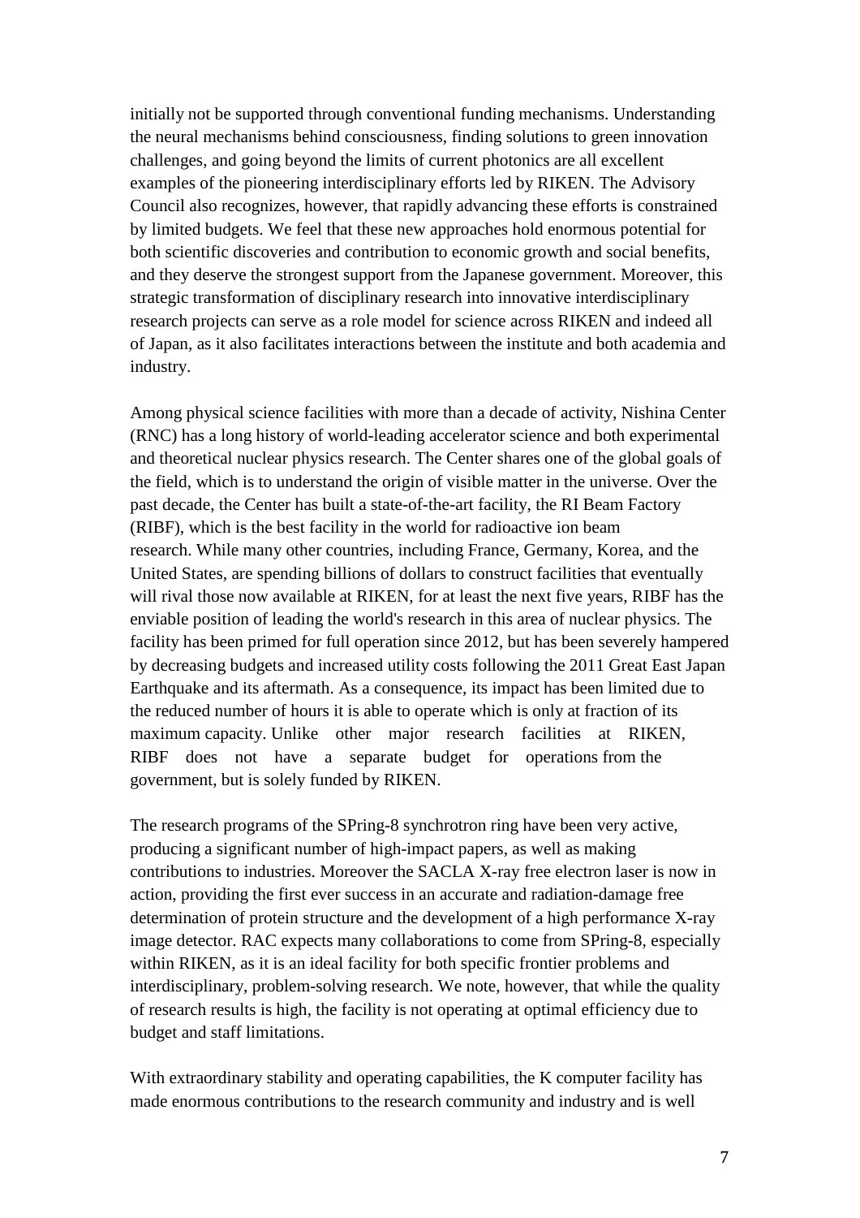initially not be supported through conventional funding mechanisms. Understanding the neural mechanisms behind consciousness, finding solutions to green innovation challenges, and going beyond the limits of current photonics are all excellent examples of the pioneering interdisciplinary efforts led by RIKEN. The Advisory Council also recognizes, however, that rapidly advancing these efforts is constrained by limited budgets. We feel that these new approaches hold enormous potential for both scientific discoveries and contribution to economic growth and social benefits, and they deserve the strongest support from the Japanese government. Moreover, this strategic transformation of disciplinary research into innovative interdisciplinary research projects can serve as a role model for science across RIKEN and indeed all of Japan, as it also facilitates interactions between the institute and both academia and industry.

Among physical science facilities with more than a decade of activity, Nishina Center (RNC) has a long history of world-leading accelerator science and both experimental and theoretical nuclear physics research. The Center shares one of the global goals of the field, which is to understand the origin of visible matter in the universe. Over the past decade, the Center has built a state-of-the-art facility, the RI Beam Factory (RIBF), which is the best facility in the world for radioactive ion beam research. While many other countries, including France, Germany, Korea, and the United States, are spending billions of dollars to construct facilities that eventually will rival those now available at RIKEN, for at least the next five years, RIBF has the enviable position of leading the world's research in this area of nuclear physics. The facility has been primed for full operation since 2012, but has been severely hampered by decreasing budgets and increased utility costs following the 2011 Great East Japan Earthquake and its aftermath. As a consequence, its impact has been limited due to the reduced number of hours it is able to operate which is only at fraction of its maximum capacity. Unlike other major research facilities at RIKEN, RIBF does not have a separate budget for operations from the government, but is solely funded by RIKEN.

The research programs of the SPring-8 synchrotron ring have been very active, producing a significant number of high-impact papers, as well as making contributions to industries. Moreover the SACLA X-ray free electron laser is now in action, providing the first ever success in an accurate and radiation-damage free determination of protein structure and the development of a high performance X-ray image detector. RAC expects many collaborations to come from SPring-8, especially within RIKEN, as it is an ideal facility for both specific frontier problems and interdisciplinary, problem-solving research. We note, however, that while the quality of research results is high, the facility is not operating at optimal efficiency due to budget and staff limitations.

With extraordinary stability and operating capabilities, the K computer facility has made enormous contributions to the research community and industry and is well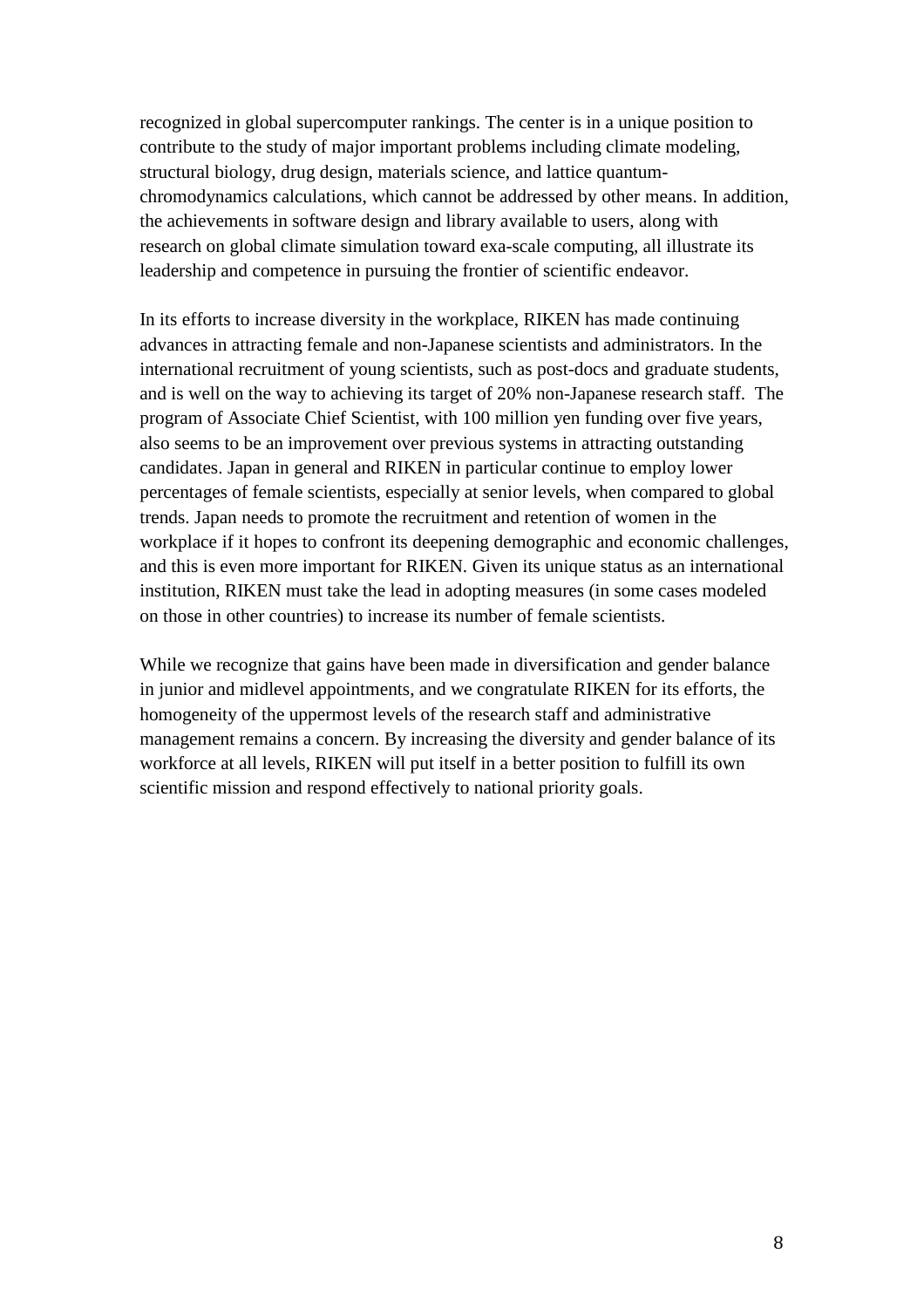recognized in global supercomputer rankings. The center is in a unique position to contribute to the study of major important problems including climate modeling, structural biology, drug design, materials science, and lattice quantum-chromodynamics calculations, which cannot be addressed by other means. In addition, the achievements in software design and library available to users, along with research on global climate simulation toward exa-scale computing, all illustrate its leadership and competence in pursuing the frontier of scientific endeavor.

In its efforts to increase diversity in the workplace, RIKEN has made continuing advances in attracting female and non-Japanese scientists and administrators. In the international recruitment of young scientists, such as post-docs and graduate students, and is well on the way to achieving its target of 20% non-Japanese research staff. The program of Associate Chief Scientist, with 100 million yen funding over five years, also seems to be an improvement over previous systems in attracting outstanding candidates. Japan in general and RIKEN in particular continue to employ lower percentages of female scientists, especially at senior levels, when compared to global trends. Japan needs to promote the recruitment and retention of women in the workplace if it hopes to confront its deepening demographic and economic challenges, and this is even more important for RIKEN. Given its unique status as an international institution, RIKEN must take the lead in adopting measures (in some cases modeled on those in other countries) to increase its number of female scientists.

While we recognize that gains have been made in diversification and gender balance in junior and midlevel appointments, and we congratulate RIKEN for its efforts, the homogeneity of the uppermost levels of the research staff and administrative management remains a concern. By increasing the diversity and gender balance of its workforce at all levels, RIKEN will put itself in a better position to fulfill its own scientific mission and respond effectively to national priority goals.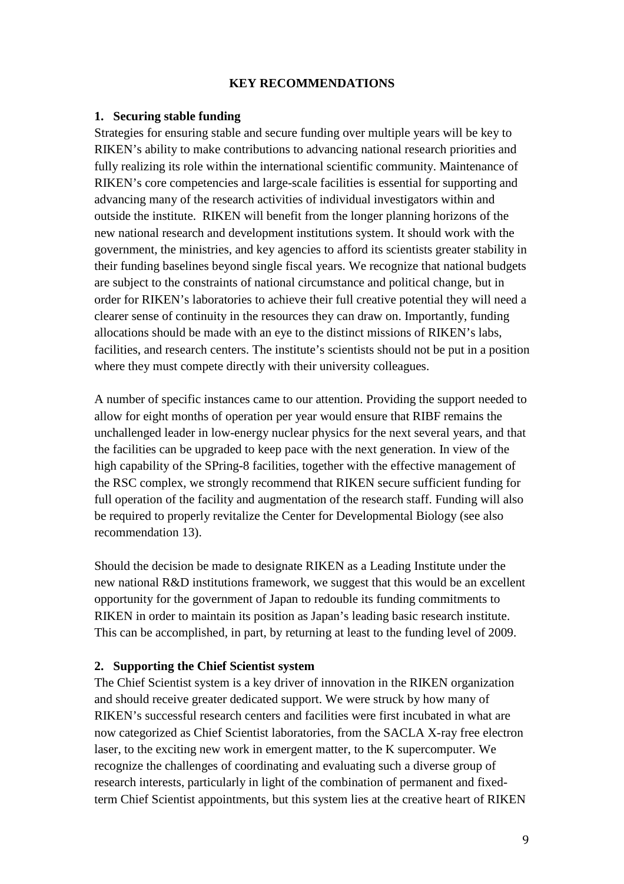## KEY RECOMMENDATIONS

### 1. Securing stable funding

Strategies for ensuring stable and secure funding over multiple years will be key to RIKEN's ability to make contributions to advancing national research priorities and fully realizing its role within the international scientific community. Maintenance of RIKEN's core competencies and large-scale facilities is essential for supporting and advancing many of the research activities of individual investigators within and outside the institute. RIKEN will benefit from the longer planning horizons of the new national research and development institutions system. It should work with the government, the ministries, and key agencies to afford its scientists greater stability in their funding baselines beyond single fiscal years. We recognize that national budgets are subject to the constraints of national circumstance and political change, but in order for RIKEN's laboratories to achieve their full creative potential they will need a clearer sense of continuity in the resources they can draw on. Importantly, funding allocations should be made with an eye to the distinct missions of RIKEN's labs, facilities, and research centers. The institute's scientists should not be put in a position where they must compete directly with their university colleagues.

A number of specific instances came to our attention. Providing the support needed to allow for eight months of operation per year would ensure that RIBF remains the unchallenged leader in low-energy nuclear physics for the next several years, and that the facilities can be upgraded to keep pace with the next generation. In view of the high capability of the SPring-8 facilities, together with the effective management of the RSC complex, we strongly recommend that RIKEN secure sufficient funding for full operation of the facility and augmentation of the research staff. Funding will also be required to properly revitalize the Center for Developmental Biology (see also recommendation 13).

Should the decision be made to designate RIKEN as a Leading Institute under the new national R&D institutions framework, we suggest that this would be an excellent opportunity for the government of Japan to redouble its funding commitments to RIKEN in order to maintain its position as Japan's leading basic research institute. This can be accomplished, in part, by returning at least to the funding level of 2009.

### 2. Supporting the Chief Scientist system

The Chief Scientist system is a key driver of innovation in the RIKEN organization and should receive greater dedicated support. We were struck by how many of RIKEN's successful research centers and facilities were first incubated in what are now categorized as Chief Scientist laboratories, from the SACLA X-ray free electron laser, to the exciting new work in emergent matter, to the K supercomputer. We recognize the challenges of coordinating and evaluating such a diverse group of research interests, particularly in light of the combination of permanent and fixed-term Chief Scientist appointments, but this system lies at the creative heart of RIKEN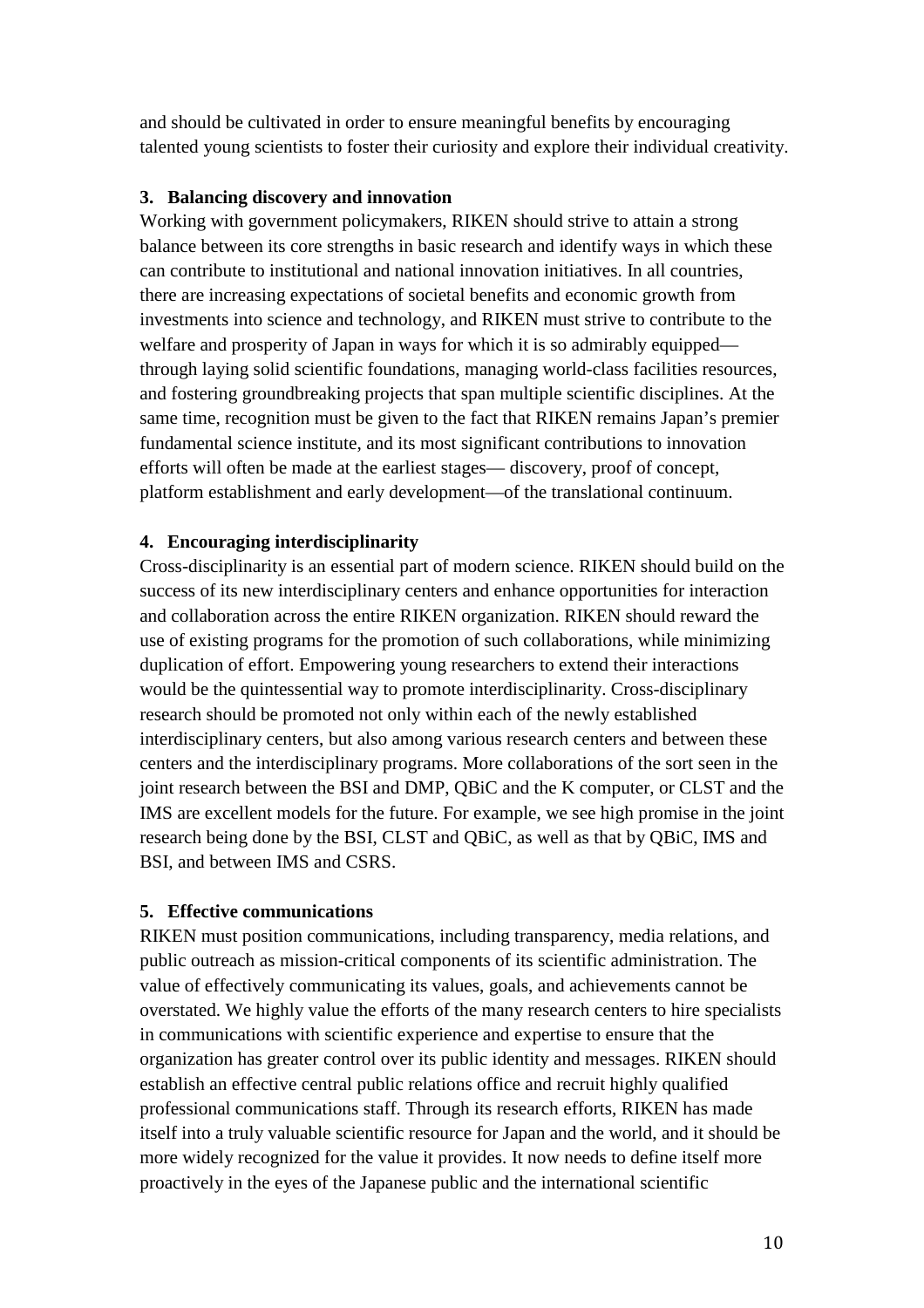and should be cultivated in order to ensure meaningful benefits by encouraging talented young scientists to foster their curiosity and explore their individual creativity.

**3. Balancing discovery and innovation**

Working with government policymakers, RIKEN should strive to attain a strong balance between its core strengths in basic research and identify ways in which these can contribute to institutional and national innovation initiatives. In all countries, there are increasing expectations of societal benefits and economic growth from investments into science and technology, and RIKEN must strive to contribute to the welfare and prosperity of Japan in ways for which it is so admirably equipped—through laying solid scientific foundations, managing world-class facilities resources, and fostering groundbreaking projects that span multiple scientific disciplines. At the same time, recognition must be given to the fact that RIKEN remains Japan's premier fundamental science institute, and its most significant contributions to innovation efforts will often be made at the earliest stages— discovery, proof of concept, platform establishment and early development—of the translational continuum.

**4. Encouraging interdisciplinarity**

Cross-disciplinarity is an essential part of modern science. RIKEN should build on the success of its new interdisciplinary centers and enhance opportunities for interaction and collaboration across the entire RIKEN organization. RIKEN should reward the use of existing programs for the promotion of such collaborations, while minimizing duplication of effort. Empowering young researchers to extend their interactions would be the quintessential way to promote interdisciplinarity. Cross-disciplinary research should be promoted not only within each of the newly established interdisciplinary centers, but also among various research centers and between these centers and the interdisciplinary programs. More collaborations of the sort seen in the joint research between the BSI and DMP, QBiC and the K computer, or CLST and the IMS are excellent models for the future. For example, we see high promise in the joint research being done by the BSI, CLST and QBiC, as well as that by QBiC, IMS and BSI, and between IMS and CSRS.

**5. Effective communications**

RIKEN must position communications, including transparency, media relations, and public outreach as mission-critical components of its scientific administration. The value of effectively communicating its values, goals, and achievements cannot be overstated. We highly value the efforts of the many research centers to hire specialists in communications with scientific experience and expertise to ensure that the organization has greater control over its public identity and messages. RIKEN should establish an effective central public relations office and recruit highly qualified professional communications staff. Through its research efforts, RIKEN has made itself into a truly valuable scientific resource for Japan and the world, and it should be more widely recognized for the value it provides. It now needs to define itself more proactively in the eyes of the Japanese public and the international scientific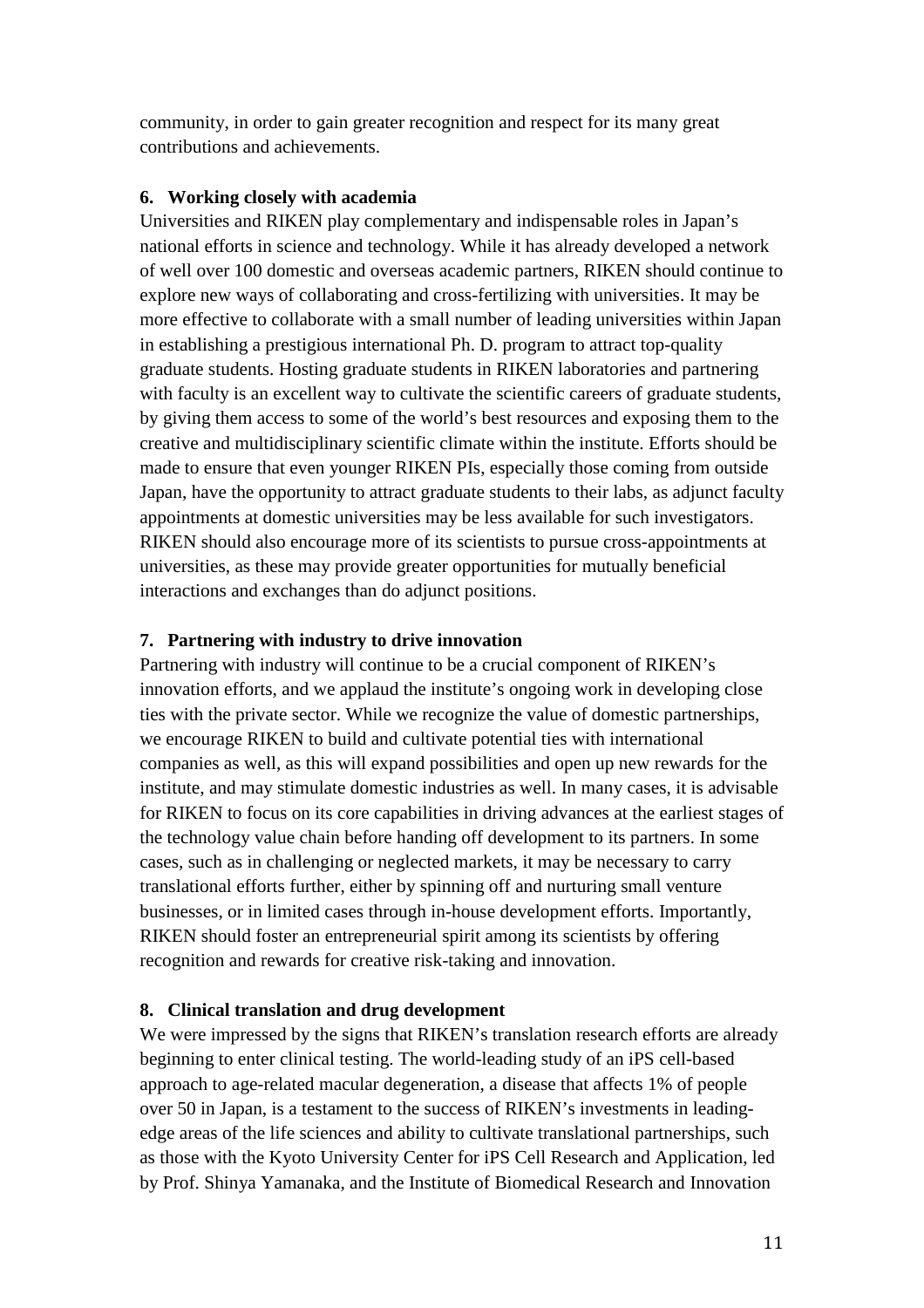community, in order to gain greater recognition and respect for its many great contributions and achievements.

**6. Working closely with academia**

Universities and RIKEN play complementary and indispensable roles in Japan's national efforts in science and technology. While it has already developed a network of well over 100 domestic and overseas academic partners, RIKEN should continue to explore new ways of collaborating and cross-fertilizing with universities. It may be more effective to collaborate with a small number of leading universities within Japan in establishing a prestigious international Ph. D. program to attract top-quality graduate students. Hosting graduate students in RIKEN laboratories and partnering with faculty is an excellent way to cultivate the scientific careers of graduate students, by giving them access to some of the world's best resources and exposing them to the creative and multidisciplinary scientific climate within the institute. Efforts should be made to ensure that even younger RIKEN PIs, especially those coming from outside Japan, have the opportunity to attract graduate students to their labs, as adjunct faculty appointments at domestic universities may be less available for such investigators. RIKEN should also encourage more of its scientists to pursue cross-appointments at universities, as these may provide greater opportunities for mutually beneficial interactions and exchanges than do adjunct positions.

**7. Partnering with industry to drive innovation**

Partnering with industry will continue to be a crucial component of RIKEN's innovation efforts, and we applaud the institute's ongoing work in developing close ties with the private sector. While we recognize the value of domestic partnerships, we encourage RIKEN to build and cultivate potential ties with international companies as well, as this will expand possibilities and open up new rewards for the institute, and may stimulate domestic industries as well. In many cases, it is advisable for RIKEN to focus on its core capabilities in driving advances at the earliest stages of the technology value chain before handing off development to its partners. In some cases, such as in challenging or neglected markets, it may be necessary to carry translational efforts further, either by spinning off and nurturing small venture businesses, or in limited cases through in-house development efforts. Importantly, RIKEN should foster an entrepreneurial spirit among its scientists by offering recognition and rewards for creative risk-taking and innovation.

**8. Clinical translation and drug development**

We were impressed by the signs that RIKEN's translation research efforts are already beginning to enter clinical testing. The world-leading study of an iPS cell-based approach to age-related macular degeneration, a disease that affects 1% of people over 50 in Japan, is a testament to the success of RIKEN's investments in leading-edge areas of the life sciences and ability to cultivate translational partnerships, such as those with the Kyoto University Center for iPS Cell Research and Application, led by Prof. Shinya Yamanaka, and the Institute of Biomedical Research and Innovation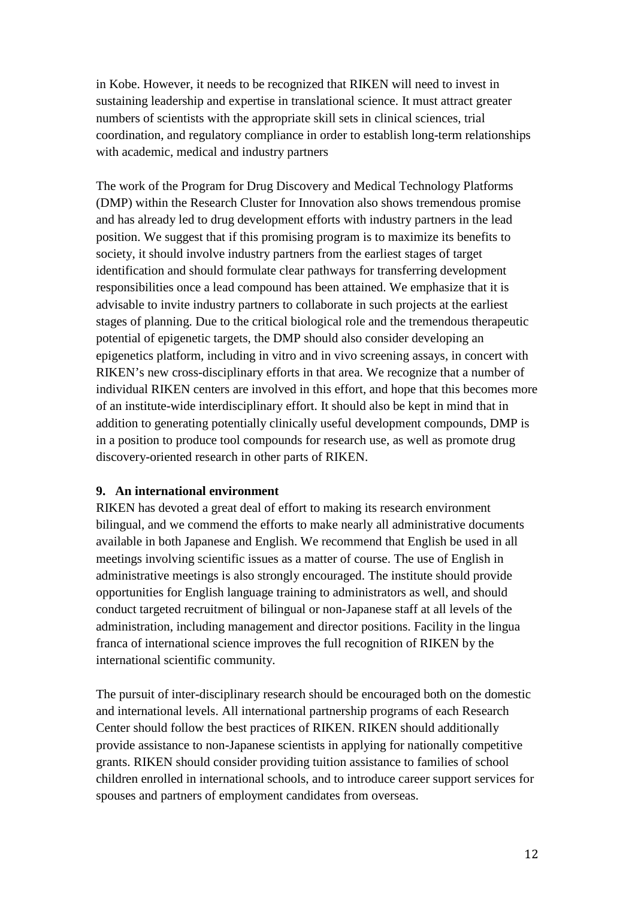in Kobe. However, it needs to be recognized that RIKEN will need to invest in sustaining leadership and expertise in translational science. It must attract greater numbers of scientists with the appropriate skill sets in clinical sciences, trial coordination, and regulatory compliance in order to establish long-term relationships with academic, medical and industry partners

The work of the Program for Drug Discovery and Medical Technology Platforms (DMP) within the Research Cluster for Innovation also shows tremendous promise and has already led to drug development efforts with industry partners in the lead position. We suggest that if this promising program is to maximize its benefits to society, it should involve industry partners from the earliest stages of target identification and should formulate clear pathways for transferring development responsibilities once a lead compound has been attained. We emphasize that it is advisable to invite industry partners to collaborate in such projects at the earliest stages of planning. Due to the critical biological role and the tremendous therapeutic potential of epigenetic targets, the DMP should also consider developing an epigenetics platform, including in vitro and in vivo screening assays, in concert with RIKEN's new cross-disciplinary efforts in that area. We recognize that a number of individual RIKEN centers are involved in this effort, and hope that this becomes more of an institute-wide interdisciplinary effort. It should also be kept in mind that in addition to generating potentially clinically useful development compounds, DMP is in a position to produce tool compounds for research use, as well as promote drug discovery-oriented research in other parts of RIKEN.

## 9. An international environment

RIKEN has devoted a great deal of effort to making its research environment bilingual, and we commend the efforts to make nearly all administrative documents available in both Japanese and English. We recommend that English be used in all meetings involving scientific issues as a matter of course. The use of English in administrative meetings is also strongly encouraged. The institute should provide opportunities for English language training to administrators as well, and should conduct targeted recruitment of bilingual or non-Japanese staff at all levels of the administration, including management and director positions. Facility in the lingua franca of international science improves the full recognition of RIKEN by the international scientific community.

The pursuit of inter-disciplinary research should be encouraged both on the domestic and international levels. All international partnership programs of each Research Center should follow the best practices of RIKEN. RIKEN should additionally provide assistance to non-Japanese scientists in applying for nationally competitive grants. RIKEN should consider providing tuition assistance to families of school children enrolled in international schools, and to introduce career support services for spouses and partners of employment candidates from overseas.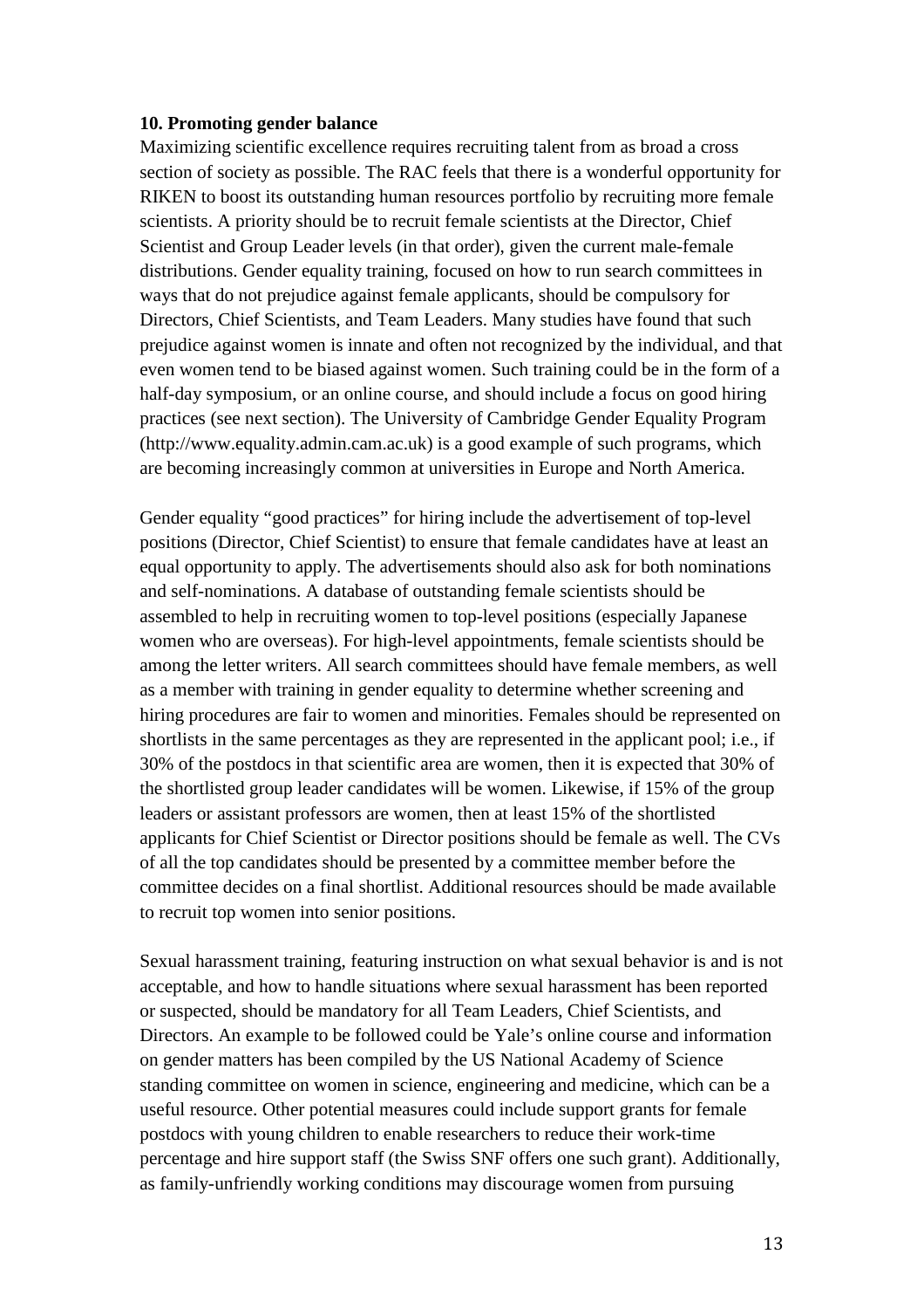**10. Promoting gender balance**

Maximizing scientific excellence requires recruiting talent from as broad a cross section of society as possible. The RAC feels that there is a wonderful opportunity for RIKEN to boost its outstanding human resources portfolio by recruiting more female scientists. A priority should be to recruit female scientists at the Director, Chief Scientist and Group Leader levels (in that order), given the current male-female distributions. Gender equality training, focused on how to run search committees in ways that do not prejudice against female applicants, should be compulsory for Directors, Chief Scientists, and Team Leaders. Many studies have found that such prejudice against women is innate and often not recognized by the individual, and that even women tend to be biased against women. Such training could be in the form of a half-day symposium, or an online course, and should include a focus on good hiring practices (see next section). The University of Cambridge Gender Equality Program (http://www.equality.admin.cam.ac.uk) is a good example of such programs, which are becoming increasingly common at universities in Europe and North America.

Gender equality "good practices" for hiring include the advertisement of top-level positions (Director, Chief Scientist) to ensure that female candidates have at least an equal opportunity to apply. The advertisements should also ask for both nominations and self-nominations. A database of outstanding female scientists should be assembled to help in recruiting women to top-level positions (especially Japanese women who are overseas). For high-level appointments, female scientists should be among the letter writers. All search committees should have female members, as well as a member with training in gender equality to determine whether screening and hiring procedures are fair to women and minorities. Females should be represented on shortlists in the same percentages as they are represented in the applicant pool; i.e., if 30% of the postdocs in that scientific area are women, then it is expected that 30% of the shortlisted group leader candidates will be women. Likewise, if 15% of the group leaders or assistant professors are women, then at least 15% of the shortlisted applicants for Chief Scientist or Director positions should be female as well. The CVs of all the top candidates should be presented by a committee member before the committee decides on a final shortlist. Additional resources should be made available to recruit top women into senior positions.

Sexual harassment training, featuring instruction on what sexual behavior is and is not acceptable, and how to handle situations where sexual harassment has been reported or suspected, should be mandatory for all Team Leaders, Chief Scientists, and Directors. An example to be followed could be Yale's online course and information on gender matters has been compiled by the US National Academy of Science standing committee on women in science, engineering and medicine, which can be a useful resource. Other potential measures could include support grants for female postdocs with young children to enable researchers to reduce their work-time percentage and hire support staff (the Swiss SNF offers one such grant). Additionally, as family-unfriendly working conditions may discourage women from pursuing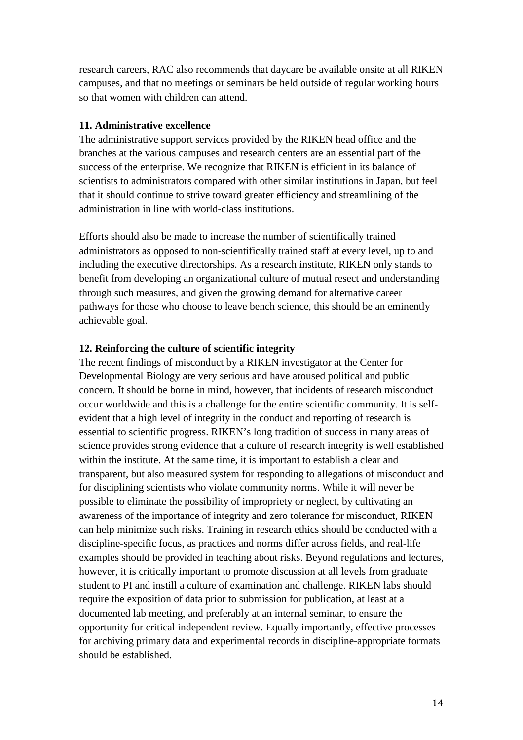research careers, RAC also recommends that daycare be available onsite at all RIKEN campuses, and that no meetings or seminars be held outside of regular working hours so that women with children can attend.

**11. Administrative excellence**

The administrative support services provided by the RIKEN head office and the branches at the various campuses and research centers are an essential part of the success of the enterprise. We recognize that RIKEN is efficient in its balance of scientists to administrators compared with other similar institutions in Japan, but feel that it should continue to strive toward greater efficiency and streamlining of the administration in line with world-class institutions.

Efforts should also be made to increase the number of scientifically trained administrators as opposed to non-scientifically trained staff at every level, up to and including the executive directorships. As a research institute, RIKEN only stands to benefit from developing an organizational culture of mutual resect and understanding through such measures, and given the growing demand for alternative career pathways for those who choose to leave bench science, this should be an eminently achievable goal.

**12. Reinforcing the culture of scientific integrity**

The recent findings of misconduct by a RIKEN investigator at the Center for Developmental Biology are very serious and have aroused political and public concern. It should be borne in mind, however, that incidents of research misconduct occur worldwide and this is a challenge for the entire scientific community. It is self-evident that a high level of integrity in the conduct and reporting of research is essential to scientific progress. RIKEN's long tradition of success in many areas of science provides strong evidence that a culture of research integrity is well established within the institute. At the same time, it is important to establish a clear and transparent, but also measured system for responding to allegations of misconduct and for disciplining scientists who violate community norms. While it will never be possible to eliminate the possibility of impropriety or neglect, by cultivating an awareness of the importance of integrity and zero tolerance for misconduct, RIKEN can help minimize such risks. Training in research ethics should be conducted with a discipline-specific focus, as practices and norms differ across fields, and real-life examples should be provided in teaching about risks. Beyond regulations and lectures, however, it is critically important to promote discussion at all levels from graduate student to PI and instill a culture of examination and challenge. RIKEN labs should require the exposition of data prior to submission for publication, at least at a documented lab meeting, and preferably at an internal seminar, to ensure the opportunity for critical independent review. Equally importantly, effective processes for archiving primary data and experimental records in discipline-appropriate formats should be established.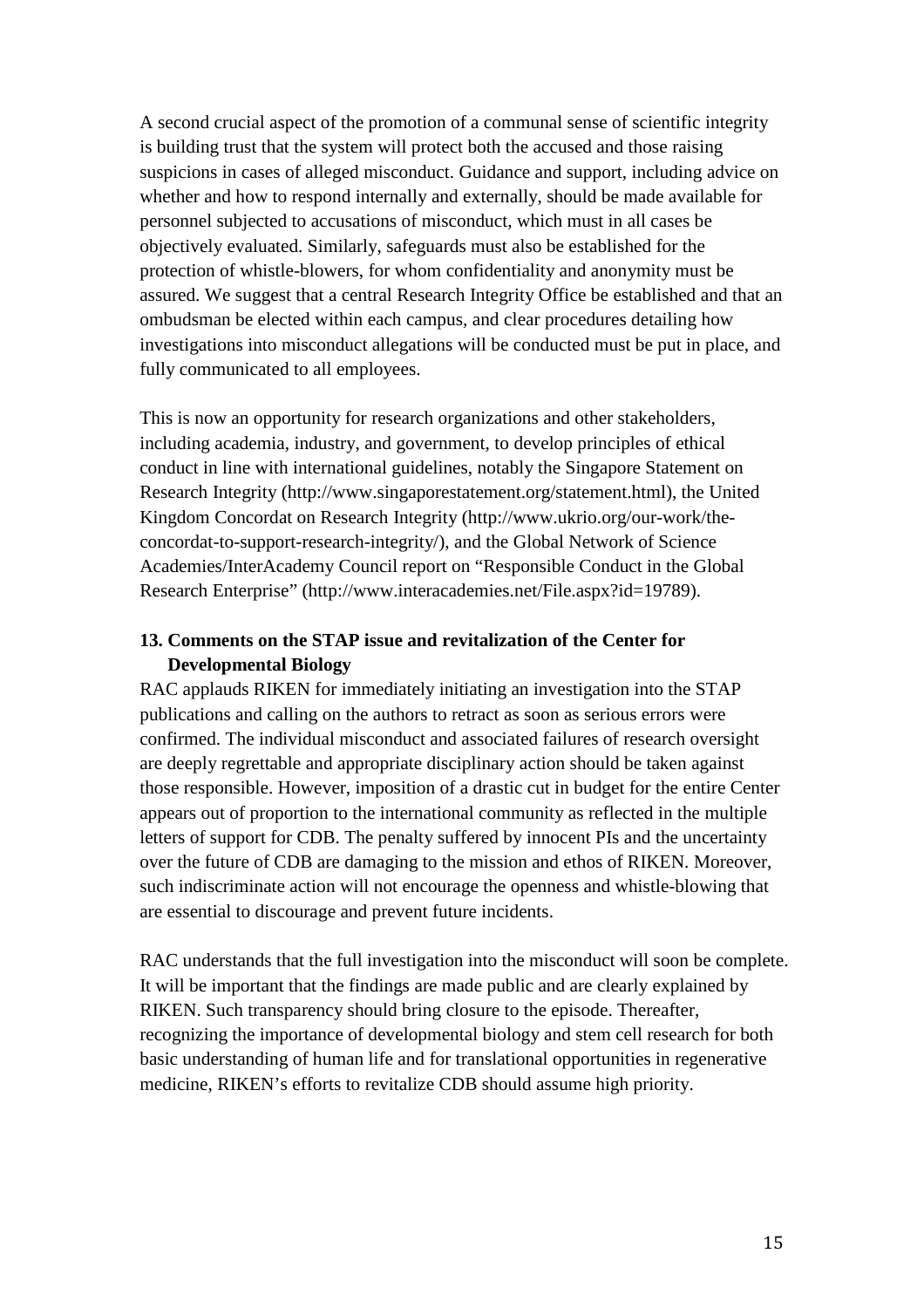A second crucial aspect of the promotion of a communal sense of scientific integrity is building trust that the system will protect both the accused and those raising suspicions in cases of alleged misconduct. Guidance and support, including advice on whether and how to respond internally and externally, should be made available for personnel subjected to accusations of misconduct, which must in all cases be objectively evaluated. Similarly, safeguards must also be established for the protection of whistle-blowers, for whom confidentiality and anonymity must be assured. We suggest that a central Research Integrity Office be established and that an ombudsman be elected within each campus, and clear procedures detailing how investigations into misconduct allegations will be conducted must be put in place, and fully communicated to all employees.

This is now an opportunity for research organizations and other stakeholders, including academia, industry, and government, to develop principles of ethical conduct in line with international guidelines, notably the Singapore Statement on Research Integrity (http://www.singaporestatement.org/statement.html), the United Kingdom Concordat on Research Integrity (http://www.ukrio.org/our-work/the-concordat-to-support-research-integrity/), and the Global Network of Science Academies/InterAcademy Council report on "Responsible Conduct in the Global Research Enterprise" (http://www.interacademies.net/File.aspx?id=19789).

## 13. Comments on the STAP issue and revitalization of the Center for Developmental Biology

RAC applauds RIKEN for immediately initiating an investigation into the STAP publications and calling on the authors to retract as soon as serious errors were confirmed. The individual misconduct and associated failures of research oversight are deeply regrettable and appropriate disciplinary action should be taken against those responsible. However, imposition of a drastic cut in budget for the entire Center appears out of proportion to the international community as reflected in the multiple letters of support for CDB. The penalty suffered by innocent PIs and the uncertainty over the future of CDB are damaging to the mission and ethos of RIKEN. Moreover, such indiscriminate action will not encourage the openness and whistle-blowing that are essential to discourage and prevent future incidents.

RAC understands that the full investigation into the misconduct will soon be complete. It will be important that the findings are made public and are clearly explained by RIKEN. Such transparency should bring closure to the episode. Thereafter, recognizing the importance of developmental biology and stem cell research for both basic understanding of human life and for translational opportunities in regenerative medicine, RIKEN's efforts to revitalize CDB should assume high priority.